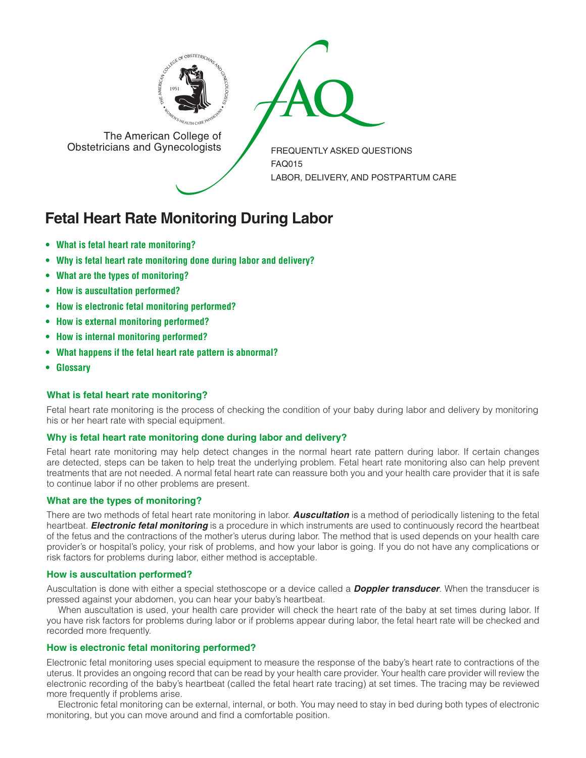The American College of Obstetricians and Gynecologists

FREQUENTLY ASKED QUESTIONS
FAQ015
LABOR, DELIVERY, AND POSTPARTUM CARE

# Fetal Heart Rate Monitoring During Labor

- **What is fetal heart rate monitoring?**
- **Why is fetal heart rate monitoring done during labor and delivery?**
- **What are the types of monitoring?**
- **How is auscultation performed?**
- **How is electronic fetal monitoring performed?**
- **How is external monitoring performed?**
- **How is internal monitoring performed?**
- **What happens if the fetal heart rate pattern is abnormal?**
- **Glossary**

### What is fetal heart rate monitoring?

Fetal heart rate monitoring is the process of checking the condition of your baby during labor and delivery by monitoring his or her heart rate with special equipment.

### Why is fetal heart rate monitoring done during labor and delivery?

Fetal heart rate monitoring may help detect changes in the normal heart rate pattern during labor. If certain changes are detected, steps can be taken to help treat the underlying problem. Fetal heart rate monitoring also can help prevent treatments that are not needed. A normal fetal heart rate can reassure both you and your health care provider that it is safe to continue labor if no other problems are present.

### What are the types of monitoring?

There are two methods of fetal heart rate monitoring in labor. ***Auscultation*** is a method of periodically listening to the fetal heartbeat. ***Electronic fetal monitoring*** is a procedure in which instruments are used to continuously record the heartbeat of the fetus and the contractions of the mother's uterus during labor. The method that is used depends on your health care provider's or hospital's policy, your risk of problems, and how your labor is going. If you do not have any complications or risk factors for problems during labor, either method is acceptable.

### How is auscultation performed?

Auscultation is done with either a special stethoscope or a device called a ***Doppler transducer***. When the transducer is pressed against your abdomen, you can hear your baby's heartbeat.

When auscultation is used, your health care provider will check the heart rate of the baby at set times during labor. If you have risk factors for problems during labor or if problems appear during labor, the fetal heart rate will be checked and recorded more frequently.

### How is electronic fetal monitoring performed?

Electronic fetal monitoring uses special equipment to measure the response of the baby's heart rate to contractions of the uterus. It provides an ongoing record that can be read by your health care provider. Your health care provider will review the electronic recording of the baby's heartbeat (called the fetal heart rate tracing) at set times. The tracing may be reviewed more frequently if problems arise.

Electronic fetal monitoring can be external, internal, or both. You may need to stay in bed during both types of electronic monitoring, but you can move around and find a comfortable position.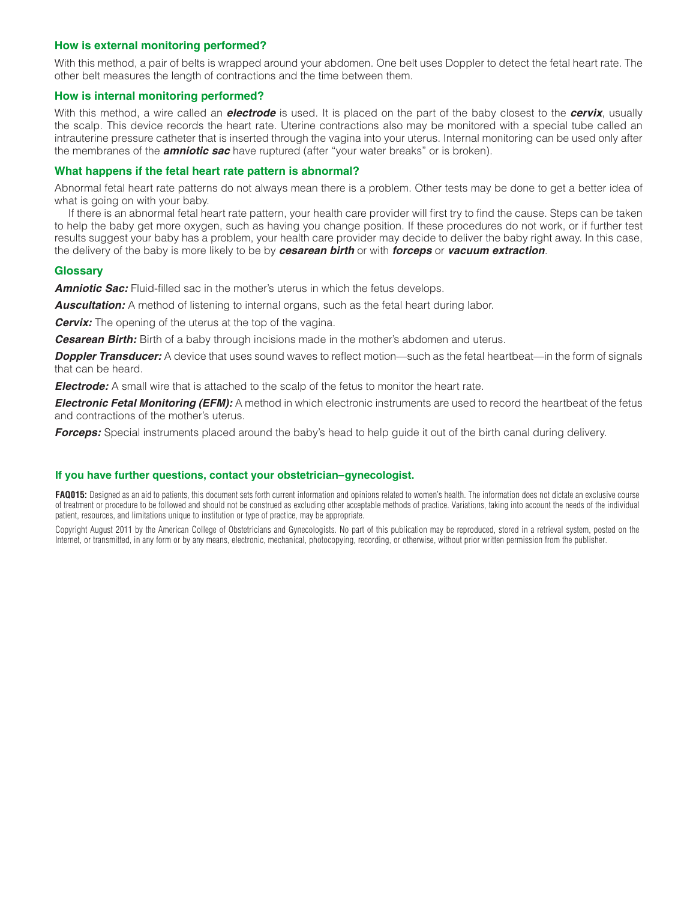### How is external monitoring performed?

With this method, a pair of belts is wrapped around your abdomen. One belt uses Doppler to detect the fetal heart rate. The other belt measures the length of contractions and the time between them.

### How is internal monitoring performed?

With this method, a wire called an ***electrode*** is used. It is placed on the part of the baby closest to the ***cervix***, usually the scalp. This device records the heart rate. Uterine contractions also may be monitored with a special tube called an intrauterine pressure catheter that is inserted through the vagina into your uterus. Internal monitoring can be used only after the membranes of the ***amniotic sac*** have ruptured (after "your water breaks" or is broken).

### What happens if the fetal heart rate pattern is abnormal?

Abnormal fetal heart rate patterns do not always mean there is a problem. Other tests may be done to get a better idea of what is going on with your baby.

If there is an abnormal fetal heart rate pattern, your health care provider will first try to find the cause. Steps can be taken to help the baby get more oxygen, such as having you change position. If these procedures do not work, or if further test results suggest your baby has a problem, your health care provider may decide to deliver the baby right away. In this case, the delivery of the baby is more likely to be by ***cesarean birth*** or with ***forceps*** or ***vacuum extraction***.

### Glossary

***Amniotic Sac:*** Fluid-filled sac in the mother's uterus in which the fetus develops.

***Auscultation:*** A method of listening to internal organs, such as the fetal heart during labor.

***Cervix:*** The opening of the uterus at the top of the vagina.

***Cesarean Birth:*** Birth of a baby through incisions made in the mother's abdomen and uterus.

***Doppler Transducer:*** A device that uses sound waves to reflect motion—such as the fetal heartbeat—in the form of signals that can be heard.

***Electrode:*** A small wire that is attached to the scalp of the fetus to monitor the heart rate.

***Electronic Fetal Monitoring (EFM):*** A method in which electronic instruments are used to record the heartbeat of the fetus and contractions of the mother's uterus.

***Forceps:*** Special instruments placed around the baby's head to help guide it out of the birth canal during delivery.

**If you have further questions, contact your obstetrician–gynecologist.**

**FAQ015:** Designed as an aid to patients, this document sets forth current information and opinions related to women's health. The information does not dictate an exclusive course of treatment or procedure to be followed and should not be construed as excluding other acceptable methods of practice. Variations, taking into account the needs of the individual patient, resources, and limitations unique to institution or type of practice, may be appropriate.

Copyright August 2011 by the American College of Obstetricians and Gynecologists. No part of this publication may be reproduced, stored in a retrieval system, posted on the Internet, or transmitted, in any form or by any means, electronic, mechanical, photocopying, recording, or otherwise, without prior written permission from the publisher.